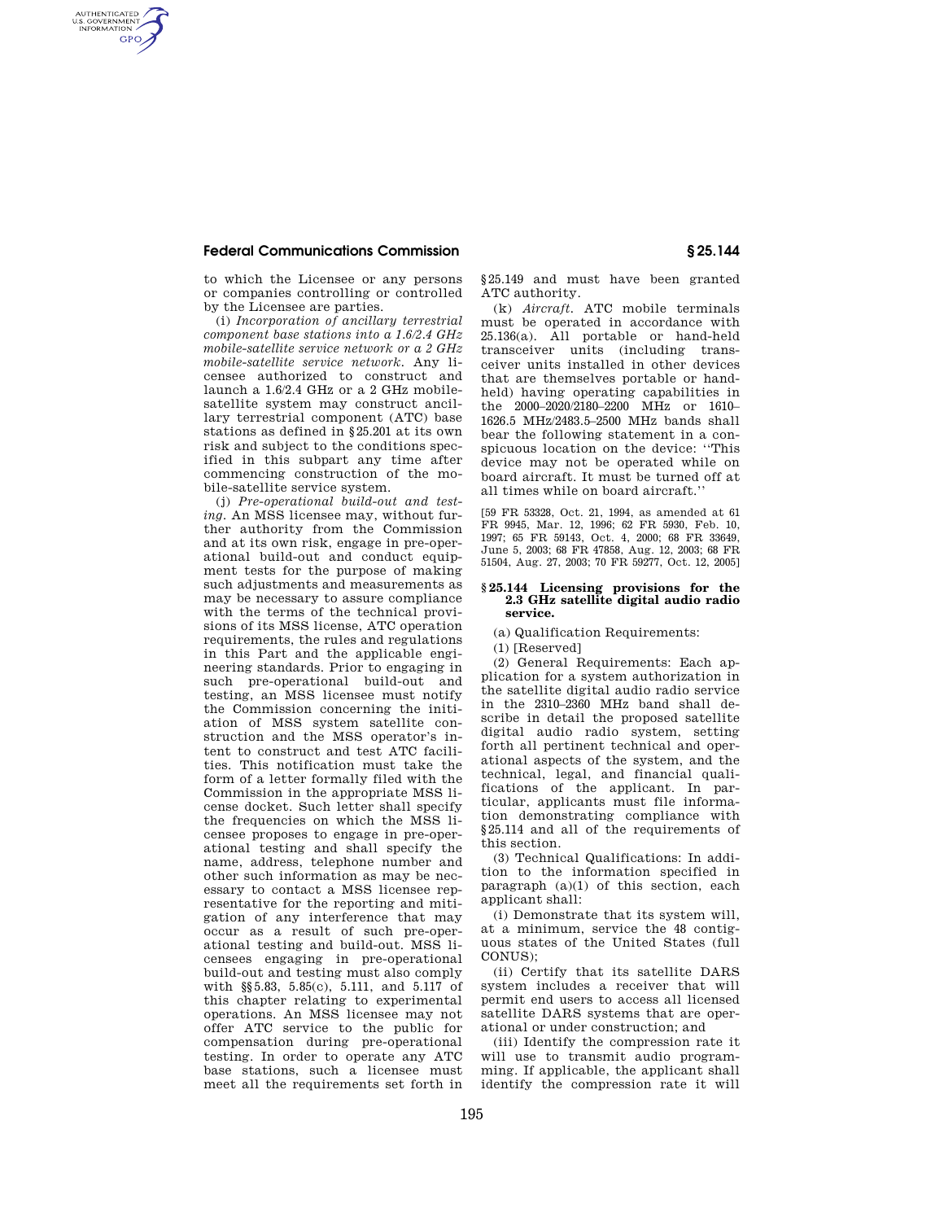to which the Licensee or any persons or companies controlling or controlled by the Licensee are parties.

(i) *Incorporation of ancillary terrestrial component base stations into a 1.6/2.4 GHz mobile-satellite service network or a 2 GHz mobile-satellite service network.* Any licensee authorized to construct and launch a 1.6/2.4 GHz or a 2 GHz mobile-satellite system may construct ancillary terrestrial component (ATC) base stations as defined in §25.201 at its own risk and subject to the conditions specified in this subpart any time after commencing construction of the mobile-satellite service system.

(j) *Pre-operational build-out and testing.* An MSS licensee may, without further authority from the Commission and at its own risk, engage in pre-operational build-out and conduct equipment tests for the purpose of making such adjustments and measurements as may be necessary to assure compliance with the terms of the technical provisions of its MSS license, ATC operation requirements, the rules and regulations in this Part and the applicable engineering standards. Prior to engaging in such pre-operational build-out and testing, an MSS licensee must notify the Commission concerning the initiation of MSS system satellite construction and the MSS operator's intent to construct and test ATC facilities. This notification must take the form of a letter formally filed with the Commission in the appropriate MSS license docket. Such letter shall specify the frequencies on which the MSS licensee proposes to engage in pre-operational testing and shall specify the name, address, telephone number and other such information as may be necessary to contact a MSS licensee representative for the reporting and mitigation of any interference that may occur as a result of such pre-operational testing and build-out. MSS licensees engaging in pre-operational build-out and testing must also comply with §§5.83, 5.85(c), 5.111, and 5.117 of this chapter relating to experimental operations. An MSS licensee may not offer ATC service to the public for compensation during pre-operational testing. In order to operate any ATC base stations, such a licensee must meet all the requirements set forth in §25.149 and must have been granted ATC authority.

(k) *Aircraft.* ATC mobile terminals must be operated in accordance with 25.136(a). All portable or hand-held transceiver units (including transceiver units installed in other devices that are themselves portable or hand-held) having operating capabilities in the 2000–2020/2180–2200 MHz or 1610–1626.5 MHz/2483.5–2500 MHz bands shall bear the following statement in a conspicuous location on the device: ''This device may not be operated while on board aircraft. It must be turned off at all times while on board aircraft.''

[59 FR 53328, Oct. 21, 1994, as amended at 61 FR 9945, Mar. 12, 1996; 62 FR 5930, Feb. 10, 1997; 65 FR 59143, Oct. 4, 2000; 68 FR 33649, June 5, 2003; 68 FR 47858, Aug. 12, 2003; 68 FR 51504, Aug. 27, 2003; 70 FR 59277, Oct. 12, 2005]

## §25.144 Licensing provisions for the 2.3 GHz satellite digital audio radio service.

(a) Qualification Requirements:

(1) [Reserved]

(2) General Requirements: Each application for a system authorization in the satellite digital audio radio service in the 2310–2360 MHz band shall describe in detail the proposed satellite digital audio radio system, setting forth all pertinent technical and operational aspects of the system, and the technical, legal, and financial qualifications of the applicant. In particular, applicants must file information demonstrating compliance with §25.114 and all of the requirements of this section.

(3) Technical Qualifications: In addition to the information specified in paragraph (a)(1) of this section, each applicant shall:

(i) Demonstrate that its system will, at a minimum, service the 48 contiguous states of the United States (full CONUS);

(ii) Certify that its satellite DARS system includes a receiver that will permit end users to access all licensed satellite DARS systems that are operational or under construction; and

(iii) Identify the compression rate it will use to transmit audio programming. If applicable, the applicant shall identify the compression rate it will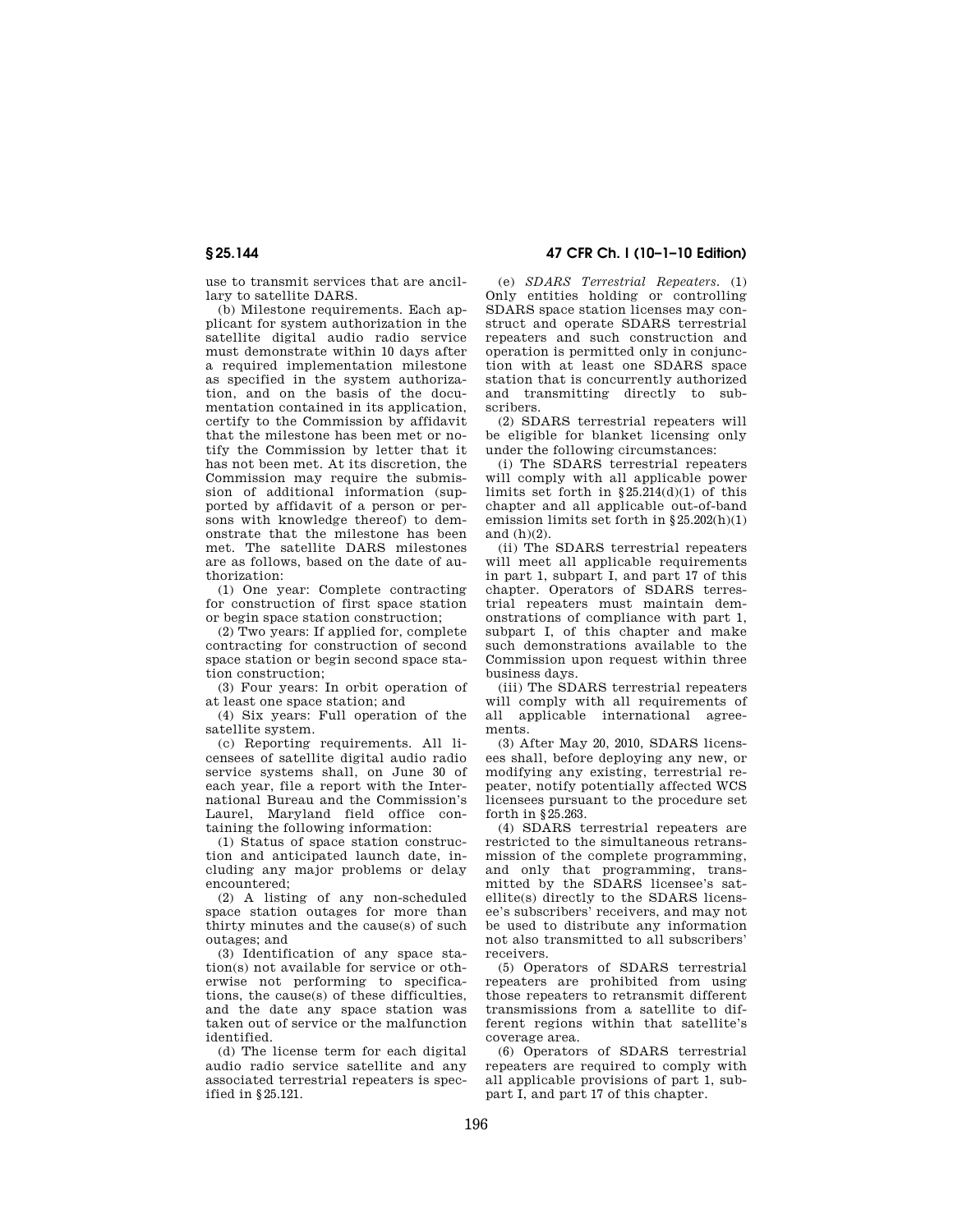use to transmit services that are ancillary to satellite DARS.

(b) Milestone requirements. Each applicant for system authorization in the satellite digital audio radio service must demonstrate within 10 days after a required implementation milestone as specified in the system authorization, and on the basis of the documentation contained in its application, certify to the Commission by affidavit that the milestone has been met or notify the Commission by letter that it has not been met. At its discretion, the Commission may require the submission of additional information (supported by affidavit of a person or persons with knowledge thereof) to demonstrate that the milestone has been met. The satellite DARS milestones are as follows, based on the date of authorization:

(1) One year: Complete contracting for construction of first space station or begin space station construction;

(2) Two years: If applied for, complete contracting for construction of second space station or begin second space station construction;

(3) Four years: In orbit operation of at least one space station; and

(4) Six years: Full operation of the satellite system.

(c) Reporting requirements. All licensees of satellite digital audio radio service systems shall, on June 30 of each year, file a report with the International Bureau and the Commission's Laurel, Maryland field office containing the following information:

(1) Status of space station construction and anticipated launch date, including any major problems or delay encountered;

(2) A listing of any non-scheduled space station outages for more than thirty minutes and the cause(s) of such outages; and

(3) Identification of any space station(s) not available for service or otherwise not performing to specifications, the cause(s) of these difficulties, and the date any space station was taken out of service or the malfunction identified.

(d) The license term for each digital audio radio service satellite and any associated terrestrial repeaters is specified in §25.121.

(e) *SDARS Terrestrial Repeaters.* (1) Only entities holding or controlling SDARS space station licenses may construct and operate SDARS terrestrial repeaters and such construction and operation is permitted only in conjunction with at least one SDARS space station that is concurrently authorized and transmitting directly to subscribers.

(2) SDARS terrestrial repeaters will be eligible for blanket licensing only under the following circumstances:

(i) The SDARS terrestrial repeaters will comply with all applicable power limits set forth in §25.214(d)(1) of this chapter and all applicable out-of-band emission limits set forth in §25.202(h)(1) and (h)(2).

(ii) The SDARS terrestrial repeaters will meet all applicable requirements in part 1, subpart I, and part 17 of this chapter. Operators of SDARS terrestrial repeaters must maintain demonstrations of compliance with part 1, subpart I, of this chapter and make such demonstrations available to the Commission upon request within three business days.

(iii) The SDARS terrestrial repeaters will comply with all requirements of all applicable international agreements.

(3) After May 20, 2010, SDARS licensees shall, before deploying any new, or modifying any existing, terrestrial repeater, notify potentially affected WCS licensees pursuant to the procedure set forth in §25.263.

(4) SDARS terrestrial repeaters are restricted to the simultaneous retransmission of the complete programming, and only that programming, transmitted by the SDARS licensee's satellite(s) directly to the SDARS licensee's subscribers' receivers, and may not be used to distribute any information not also transmitted to all subscribers' receivers.

(5) Operators of SDARS terrestrial repeaters are prohibited from using those repeaters to retransmit different transmissions from a satellite to different regions within that satellite's coverage area.

(6) Operators of SDARS terrestrial repeaters are required to comply with all applicable provisions of part 1, subpart I, and part 17 of this chapter.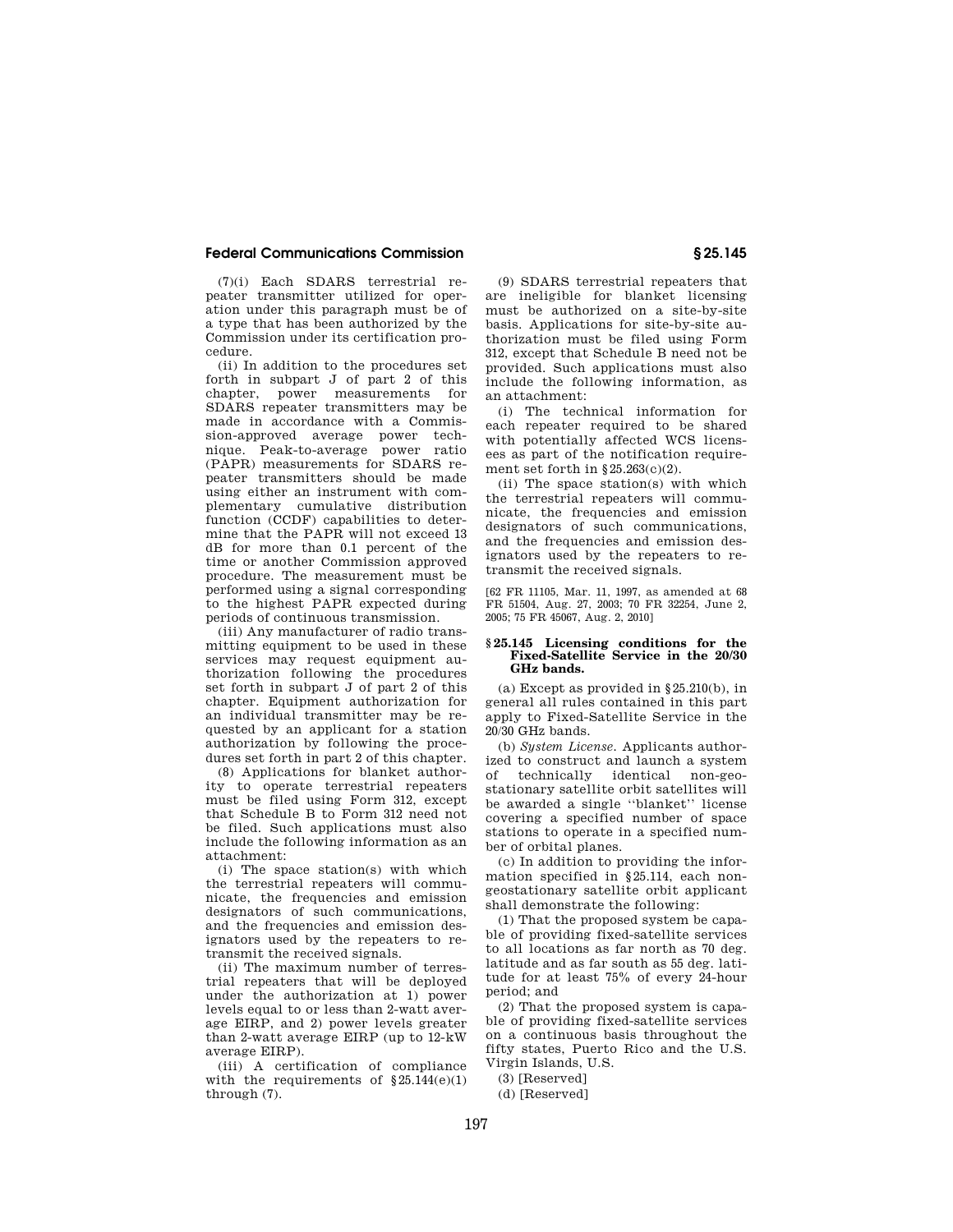(7)(i) Each SDARS terrestrial repeater transmitter utilized for operation under this paragraph must be of a type that has been authorized by the Commission under its certification procedure.

(ii) In addition to the procedures set forth in subpart J of part 2 of this chapter, power measurements for SDARS repeater transmitters may be made in accordance with a Commission-approved average power technique. Peak-to-average power ratio (PAPR) measurements for SDARS repeater transmitters should be made using either an instrument with complementary cumulative distribution function (CCDF) capabilities to determine that the PAPR will not exceed 13 dB for more than 0.1 percent of the time or another Commission approved procedure. The measurement must be performed using a signal corresponding to the highest PAPR expected during periods of continuous transmission.

(iii) Any manufacturer of radio transmitting equipment to be used in these services may request equipment authorization following the procedures set forth in subpart J of part 2 of this chapter. Equipment authorization for an individual transmitter may be requested by an applicant for a station authorization by following the procedures set forth in part 2 of this chapter.

(8) Applications for blanket authority to operate terrestrial repeaters must be filed using Form 312, except that Schedule B to Form 312 need not be filed. Such applications must also include the following information as an attachment:

(i) The space station(s) with which the terrestrial repeaters will communicate, the frequencies and emission designators of such communications, and the frequencies and emission designators used by the repeaters to retransmit the received signals.

(ii) The maximum number of terrestrial repeaters that will be deployed under the authorization at 1) power levels equal to or less than 2-watt average EIRP, and 2) power levels greater than 2-watt average EIRP (up to 12-kW average EIRP).

(iii) A certification of compliance with the requirements of §25.144(e)(1) through (7).

(9) SDARS terrestrial repeaters that are ineligible for blanket licensing must be authorized on a site-by-site basis. Applications for site-by-site authorization must be filed using Form 312, except that Schedule B need not be provided. Such applications must also include the following information, as an attachment:

(i) The technical information for each repeater required to be shared with potentially affected WCS licensees as part of the notification requirement set forth in §25.263(c)(2).

(ii) The space station(s) with which the terrestrial repeaters will communicate, the frequencies and emission designators of such communications, and the frequencies and emission designators used by the repeaters to retransmit the received signals.

[62 FR 11105, Mar. 11, 1997, as amended at 68 FR 51504, Aug. 27, 2003; 70 FR 32254, June 2, 2005; 75 FR 45067, Aug. 2, 2010]

### §25.145 Licensing conditions for the Fixed-Satellite Service in the 20/30 GHz bands.

(a) Except as provided in §25.210(b), in general all rules contained in this part apply to Fixed-Satellite Service in the 20/30 GHz bands.

(b) *System License.* Applicants authorized to construct and launch a system of technically identical non-geostationary satellite orbit satellites will be awarded a single "blanket" license covering a specified number of space stations to operate in a specified number of orbital planes.

(c) In addition to providing the information specified in §25.114, each non-geostationary satellite orbit applicant shall demonstrate the following:

(1) That the proposed system be capable of providing fixed-satellite services to all locations as far north as 70 deg. latitude and as far south as 55 deg. latitude for at least 75% of every 24-hour period; and

(2) That the proposed system is capable of providing fixed-satellite services on a continuous basis throughout the fifty states, Puerto Rico and the U.S. Virgin Islands, U.S.

(3) [Reserved]

(d) [Reserved]